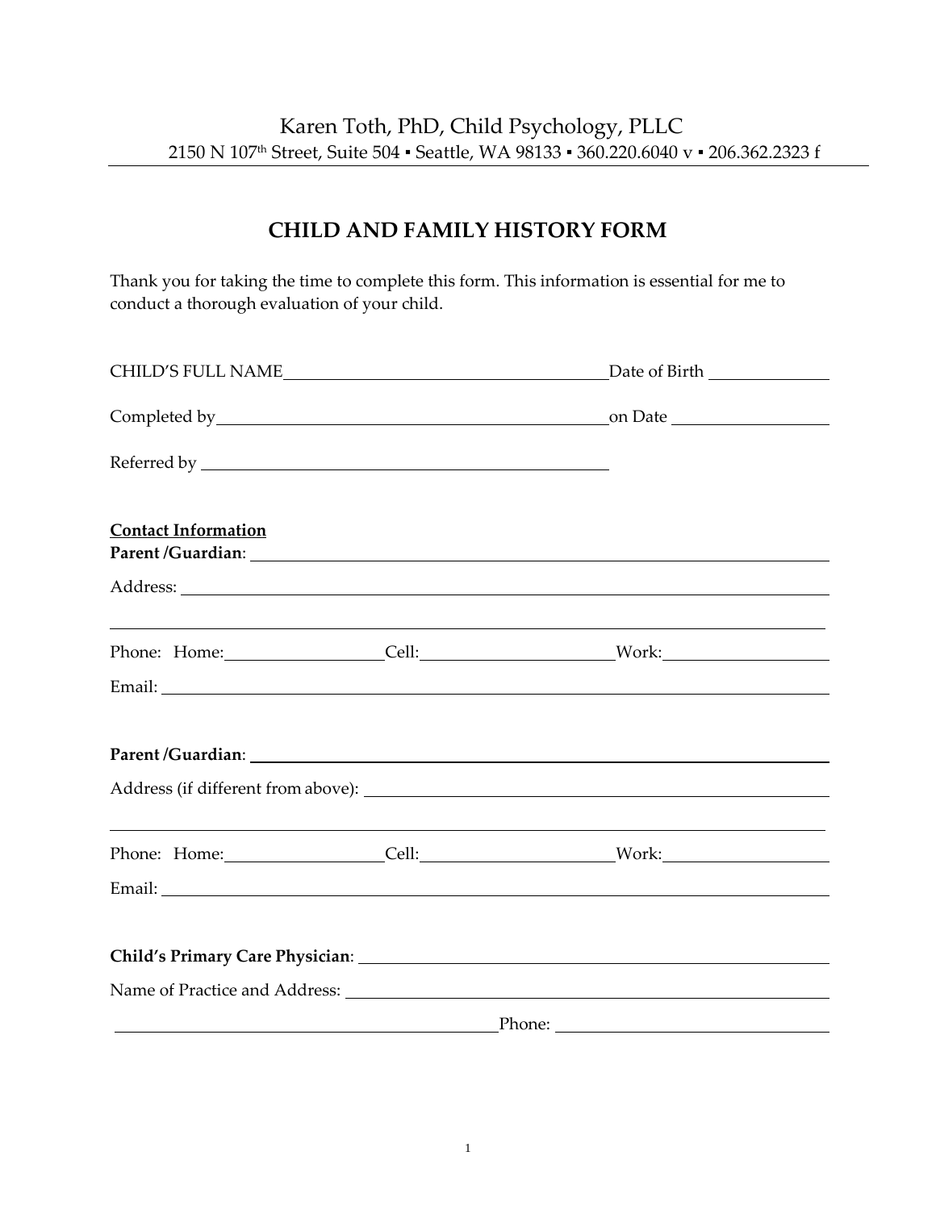Karen Toth, PhD, Child Psychology, PLLC

2150 N 107th Street, Suite 504 ▪ Seattle, WA 98133 ▪ 360.220.6040 v ▪ 206.362.2323 f

# CHILD AND FAMILY HISTORY FORM

Thank you for taking the time to complete this form. This information is essential for me to conduct a thorough evaluation of your child.

CHILD'S FULL NAME\_\_\_\_\_\_\_\_\_\_\_\_\_\_\_\_\_\_\_\_\_\_\_\_\_\_\_\_\_\_\_\_\_\_\_\_\_\_ Date of Birth \_\_\_\_\_\_\_\_\_\_\_\_\_\_

Completed by\_\_\_\_\_\_\_\_\_\_\_\_\_\_\_\_\_\_\_\_\_\_\_\_\_\_\_\_\_\_\_\_\_\_\_\_\_\_\_\_\_\_\_\_\_\_ on Date \_\_\_\_\_\_\_\_\_\_\_\_\_\_\_\_\_\_

Referred by \_\_\_\_\_\_\_\_\_\_\_\_\_\_\_\_\_\_\_\_\_\_\_\_\_\_\_\_\_\_\_\_\_\_\_\_\_\_\_\_\_\_\_\_\_\_\_\_\_\_

**Contact Information**

**Parent /Guardian**: \_\_\_\_\_\_\_\_\_\_\_\_\_\_\_\_\_\_\_\_\_\_\_\_\_\_\_\_\_\_\_\_\_\_\_\_\_\_\_\_\_\_\_\_\_\_\_\_\_\_\_\_\_\_\_\_\_\_\_\_\_\_\_\_

Address: \_\_\_\_\_\_\_\_\_\_\_\_\_\_\_\_\_\_\_\_\_\_\_\_\_\_\_\_\_\_\_\_\_\_\_\_\_\_\_\_\_\_\_\_\_\_\_\_\_\_\_\_\_\_\_\_\_\_\_\_\_\_\_\_\_\_\_\_\_\_\_\_\_

\_\_\_\_\_\_\_\_\_\_\_\_\_\_\_\_\_\_\_\_\_\_\_\_\_\_\_\_\_\_\_\_\_\_\_\_\_\_\_\_\_\_\_\_\_\_\_\_\_\_\_\_\_\_\_\_\_\_\_\_\_\_\_\_\_\_\_\_\_\_\_\_\_\_\_\_\_\_\_\_\_\_\_\_

Phone: Home:\_\_\_\_\_\_\_\_\_\_\_\_\_\_\_\_\_\_\_\_ Cell:\_\_\_\_\_\_\_\_\_\_\_\_\_\_\_\_\_\_\_\_\_\_\_\_ Work:\_\_\_\_\_\_\_\_\_\_\_\_\_\_\_\_\_\_\_\_

Email: \_\_\_\_\_\_\_\_\_\_\_\_\_\_\_\_\_\_\_\_\_\_\_\_\_\_\_\_\_\_\_\_\_\_\_\_\_\_\_\_\_\_\_\_\_\_\_\_\_\_\_\_\_\_\_\_\_\_\_\_\_\_\_\_\_\_\_\_\_\_\_\_\_\_\_\_

**Parent /Guardian**: \_\_\_\_\_\_\_\_\_\_\_\_\_\_\_\_\_\_\_\_\_\_\_\_\_\_\_\_\_\_\_\_\_\_\_\_\_\_\_\_\_\_\_\_\_\_\_\_\_\_\_\_\_\_\_\_\_\_\_\_\_\_\_\_

Address (if different from above): \_\_\_\_\_\_\_\_\_\_\_\_\_\_\_\_\_\_\_\_\_\_\_\_\_\_\_\_\_\_\_\_\_\_\_\_\_\_\_\_\_\_\_\_\_\_\_\_\_\_\_\_\_\_

\_\_\_\_\_\_\_\_\_\_\_\_\_\_\_\_\_\_\_\_\_\_\_\_\_\_\_\_\_\_\_\_\_\_\_\_\_\_\_\_\_\_\_\_\_\_\_\_\_\_\_\_\_\_\_\_\_\_\_\_\_\_\_\_\_\_\_\_\_\_\_\_\_\_\_\_\_\_\_\_\_\_\_\_

Phone: Home:\_\_\_\_\_\_\_\_\_\_\_\_\_\_\_\_\_\_\_\_ Cell:\_\_\_\_\_\_\_\_\_\_\_\_\_\_\_\_\_\_\_\_\_\_\_\_ Work:\_\_\_\_\_\_\_\_\_\_\_\_\_\_\_\_\_\_\_\_

Email: \_\_\_\_\_\_\_\_\_\_\_\_\_\_\_\_\_\_\_\_\_\_\_\_\_\_\_\_\_\_\_\_\_\_\_\_\_\_\_\_\_\_\_\_\_\_\_\_\_\_\_\_\_\_\_\_\_\_\_\_\_\_\_\_\_\_\_\_\_\_\_\_\_\_\_\_

**Child's Primary Care Physician**: \_\_\_\_\_\_\_\_\_\_\_\_\_\_\_\_\_\_\_\_\_\_\_\_\_\_\_\_\_\_\_\_\_\_\_\_\_\_\_\_\_\_\_\_\_\_\_\_\_\_\_\_\_\_

Name of Practice and Address: \_\_\_\_\_\_\_\_\_\_\_\_\_\_\_\_\_\_\_\_\_\_\_\_\_\_\_\_\_\_\_\_\_\_\_\_\_\_\_\_\_\_\_\_\_\_\_\_\_\_\_\_\_\_\_\_\_

\_\_\_\_\_\_\_\_\_\_\_\_\_\_\_\_\_\_\_\_\_\_\_\_\_\_\_\_\_\_\_\_\_\_\_\_\_\_\_\_\_\_\_\_\_\_\_\_\_\_ Phone: \_\_\_\_\_\_\_\_\_\_\_\_\_\_\_\_\_\_\_\_\_\_\_\_\_\_\_\_\_\_\_\_\_\_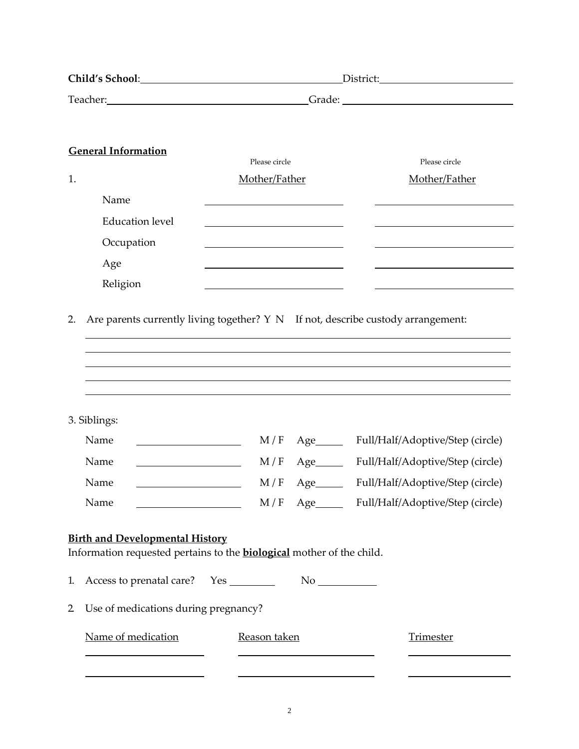**Child's School**: ______________________________ District: ____________________

Teacher: ______________________________ Grade: ____________________

**General Information**

| 1. | Please circle<br>Mother/Father | Please circle<br>Mother/Father |
|---|---|---|
| Name | ____________________ | ____________________ |
| Education level | ____________________ | ____________________ |
| Occupation | ____________________ | ____________________ |
| Age | ____________________ | ____________________ |
| Religion | ____________________ | ____________________ |

2. Are parents currently living together? Y N If not, describe custody arrangement:

______________________________________________________________________

______________________________________________________________________

______________________________________________________________________

______________________________________________________________________

______________________________________________________________________

3. Siblings:

| | | | | |
|---|---|---|---|---|
| Name | ____________________ | M / F | Age_____ | Full/Half/Adoptive/Step (circle) |
| Name | ____________________ | M / F | Age_____ | Full/Half/Adoptive/Step (circle) |
| Name | ____________________ | M / F | Age_____ | Full/Half/Adoptive/Step (circle) |
| Name | ____________________ | M / F | Age_____ | Full/Half/Adoptive/Step (circle) |

**Birth and Developmental History**

Information requested pertains to the **biological** mother of the child.

1. Access to prenatal care? Yes ________ No __________

2. Use of medications during pregnancy?

| Name of medication | Reason taken | Trimester |
|---|---|---|
| ____________________ | ____________________ | ____________________ |
| ____________________ | ____________________ | ____________________ |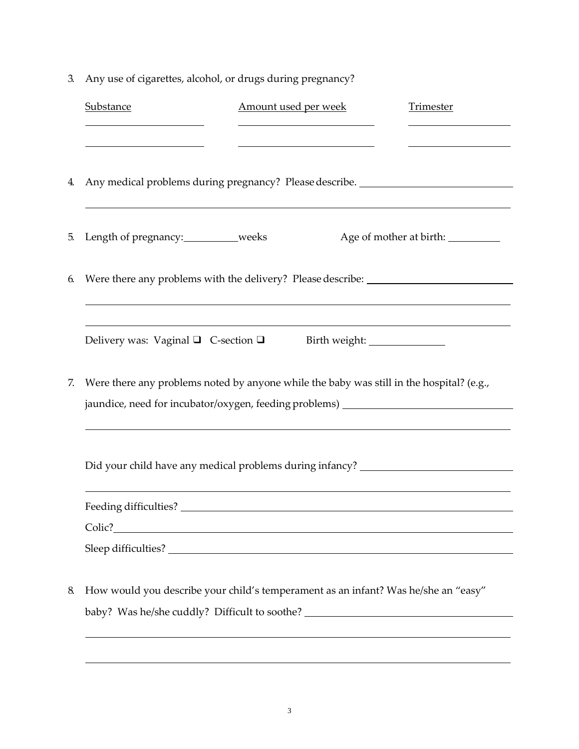3. Any use of cigarettes, alcohol, or drugs during pregnancy?

| Substance | Amount used per week | Trimester |
|---|---|---|
| | | |
| | | |

4. Any medical problems during pregnancy? Please describe. ______________________________

______________________________________________________________________________

5. Length of pregnancy: __________ weeks  Age of mother at birth: __________

6. Were there any problems with the delivery? Please describe: ___________________________

______________________________________________________________________________

______________________________________________________________________________

   Delivery was: Vaginal ❑ C-section ❑  Birth weight: ______________

7. Were there any problems noted by anyone while the baby was still in the hospital? (e.g., jaundice, need for incubator/oxygen, feeding problems) ________________________________

______________________________________________________________________________

   Did your child have any medical problems during infancy? ___________________________

______________________________________________________________________________

   Feeding difficulties? ___________________________________________________________

   Colic? ______________________________________________________________________

   Sleep difficulties? _____________________________________________________________

8. How would you describe your child's temperament as an infant? Was he/she an "easy" baby? Was he/she cuddly? Difficult to soothe? ____________________________________

______________________________________________________________________________

______________________________________________________________________________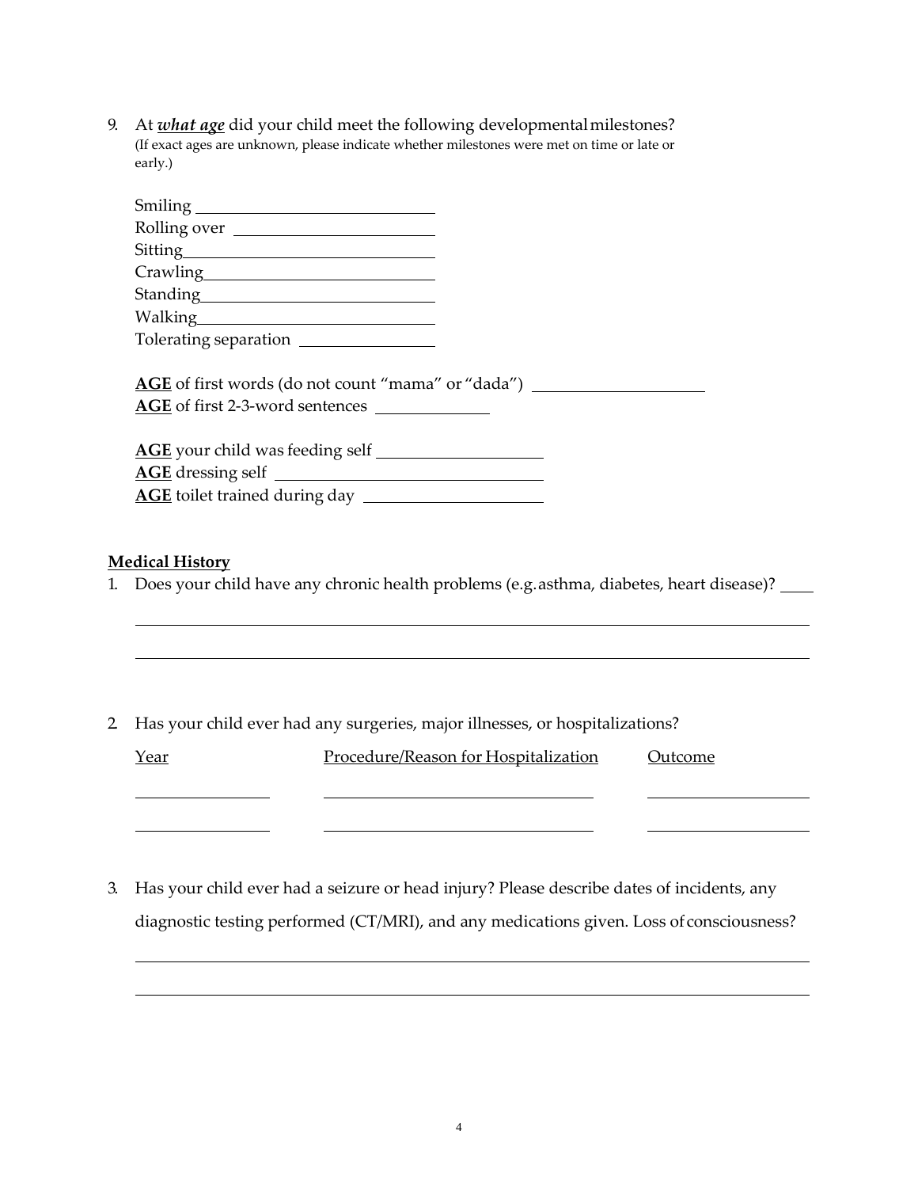9. At ***what age*** did your child meet the following developmental milestones? (If exact ages are unknown, please indicate whether milestones were met on time or late or early.)

   Smiling ____________________________
   Rolling over ________________________
   Sitting _____________________________
   Crawling ____________________________
   Standing ____________________________
   Walking _____________________________
   Tolerating separation ________________

   **AGE** of first words (do not count "mama" or "dada") ____________________
   **AGE** of first 2-3-word sentences ______________

   **AGE** your child was feeding self ____________________
   **AGE** dressing self ________________________________
   **AGE** toilet trained during day _____________________

## Medical History

1. Does your child have any chronic health problems (e.g. asthma, diabetes, heart disease)? ____

   ________________________________________________________________________________

   ________________________________________________________________________________

2. Has your child ever had any surgeries, major illnesses, or hospitalizations?

| Year | Procedure/Reason for Hospitalization | Outcome |
| --- | --- | --- |
| | | |
| | | |

3. Has your child ever had a seizure or head injury? Please describe dates of incidents, any diagnostic testing performed (CT/MRI), and any medications given. Loss of consciousness?

   ________________________________________________________________________________

   ________________________________________________________________________________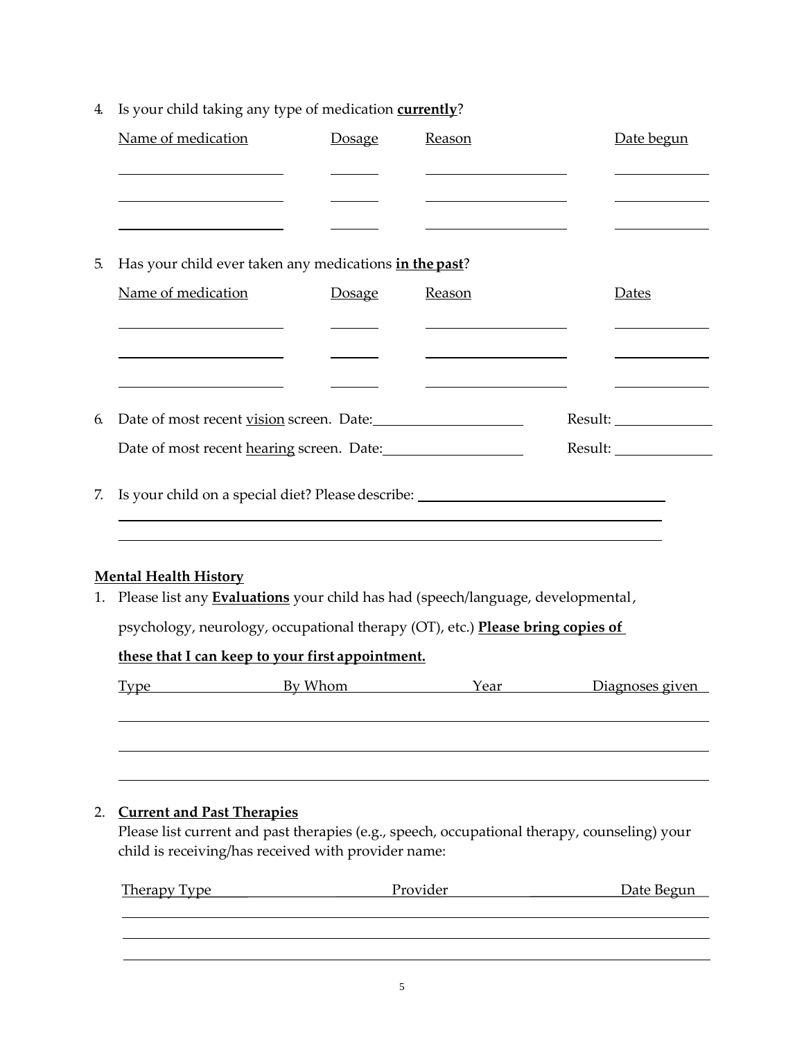4. Is your child taking any type of medication **<u>currently</u>**?

| Name of medication | Dosage | Reason | Date begun |
|---|---|---|---|
| | | | |
| | | | |
| | | | |

5. Has your child ever taken any medications **<u>in the past</u>**?

| Name of medication | Dosage | Reason | Dates |
|---|---|---|---|
| | | | |
| | | | |
| | | | |

6. Date of most recent <u>vision</u> screen. Date:____________________ Result: ____________

   Date of most recent <u>hearing</u> screen. Date:____________________ Result: ____________

7. Is your child on a special diet? Please describe: ________________________________

______________________________________________________________________

______________________________________________________________________

## Mental Health History

1. Please list any **<u>Evaluations</u>** your child has had (speech/language, developmental, psychology, neurology, occupational therapy (OT), etc.) **<u>Please bring copies of these that I can keep to your first appointment.</u>**

| Type | By Whom | Year | Diagnoses given |
|---|---|---|---|
| | | | |
| | | | |
| | | | |

2. **<u>Current and Past Therapies</u>**

   Please list current and past therapies (e.g., speech, occupational therapy, counseling) your child is receiving/has received with provider name:

| Therapy Type | Provider | Date Begun |
|---|---|---|
| | | |
| | | |
| | | |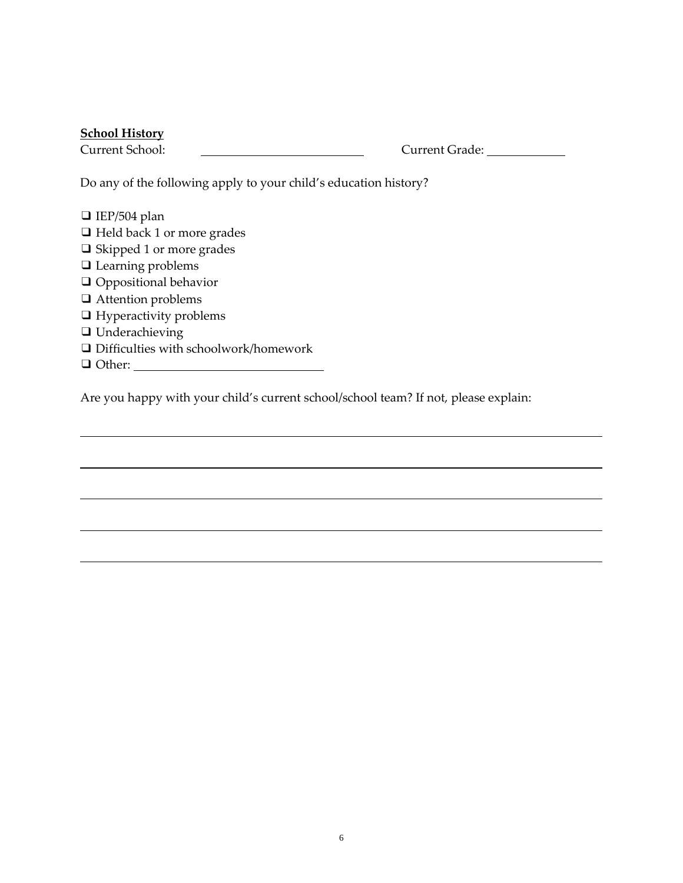**School History**

Current School: \_\_\_\_\_\_\_\_\_\_\_\_\_\_\_\_\_\_\_\_\_\_\_\_\_\_ Current Grade: \_\_\_\_\_\_\_\_\_\_\_\_

Do any of the following apply to your child's education history?

- ❑ IEP/504 plan
- ❑ Held back 1 or more grades
- ❑ Skipped 1 or more grades
- ❑ Learning problems
- ❑ Oppositional behavior
- ❑ Attention problems
- ❑ Hyperactivity problems
- ❑ Underachieving
- ❑ Difficulties with schoolwork/homework
- ❑ Other: \_\_\_\_\_\_\_\_\_\_\_\_\_\_\_\_\_\_\_\_\_\_\_\_\_\_\_\_\_\_

Are you happy with your child's current school/school team? If not, please explain:

\_\_\_\_\_\_\_\_\_\_\_\_\_\_\_\_\_\_\_\_\_\_\_\_\_\_\_\_\_\_\_\_\_\_\_\_\_\_\_\_\_\_\_\_\_\_\_\_\_\_\_\_\_\_\_\_\_\_\_\_\_\_\_\_\_\_\_\_\_\_\_\_\_\_\_\_

\_\_\_\_\_\_\_\_\_\_\_\_\_\_\_\_\_\_\_\_\_\_\_\_\_\_\_\_\_\_\_\_\_\_\_\_\_\_\_\_\_\_\_\_\_\_\_\_\_\_\_\_\_\_\_\_\_\_\_\_\_\_\_\_\_\_\_\_\_\_\_\_\_\_\_\_

\_\_\_\_\_\_\_\_\_\_\_\_\_\_\_\_\_\_\_\_\_\_\_\_\_\_\_\_\_\_\_\_\_\_\_\_\_\_\_\_\_\_\_\_\_\_\_\_\_\_\_\_\_\_\_\_\_\_\_\_\_\_\_\_\_\_\_\_\_\_\_\_\_\_\_\_

\_\_\_\_\_\_\_\_\_\_\_\_\_\_\_\_\_\_\_\_\_\_\_\_\_\_\_\_\_\_\_\_\_\_\_\_\_\_\_\_\_\_\_\_\_\_\_\_\_\_\_\_\_\_\_\_\_\_\_\_\_\_\_\_\_\_\_\_\_\_\_\_\_\_\_\_

\_\_\_\_\_\_\_\_\_\_\_\_\_\_\_\_\_\_\_\_\_\_\_\_\_\_\_\_\_\_\_\_\_\_\_\_\_\_\_\_\_\_\_\_\_\_\_\_\_\_\_\_\_\_\_\_\_\_\_\_\_\_\_\_\_\_\_\_\_\_\_\_\_\_\_\_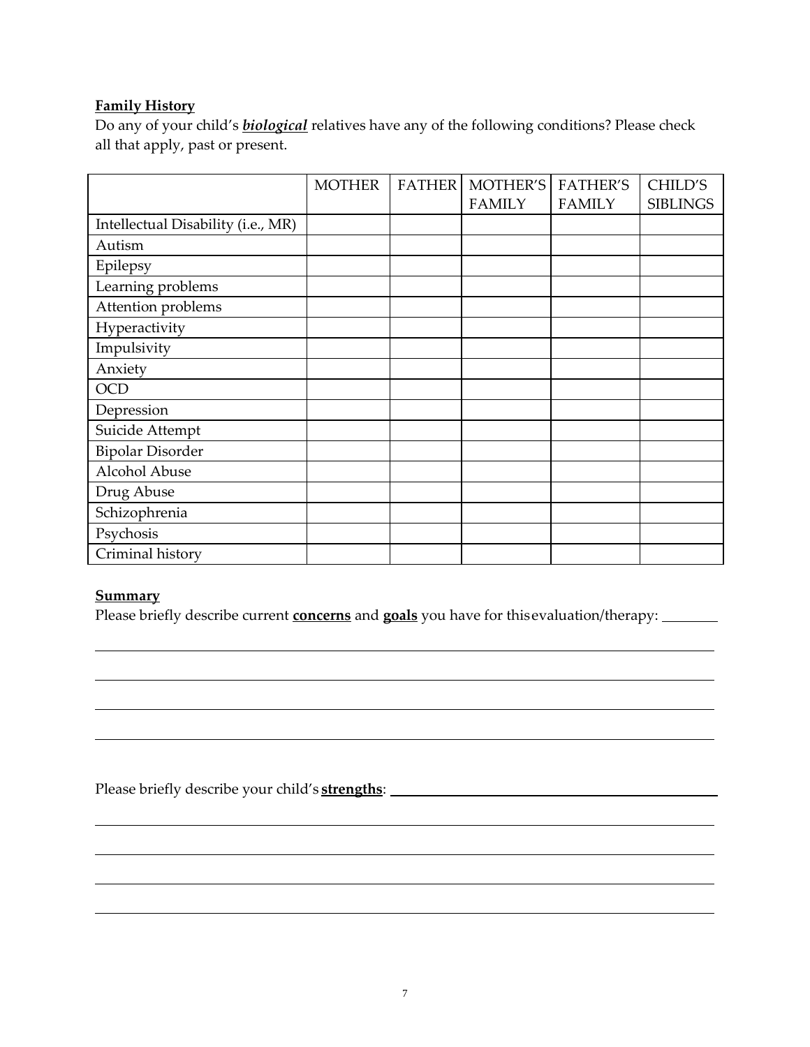**Family History**

Do any of your child's ***biological*** relatives have any of the following conditions? Please check all that apply, past or present.

| | MOTHER | FATHER | MOTHER'S FAMILY | FATHER'S FAMILY | CHILD'S SIBLINGS |
|---|---|---|---|---|---|
| Intellectual Disability (i.e., MR) | | | | | |
| Autism | | | | | |
| Epilepsy | | | | | |
| Learning problems | | | | | |
| Attention problems | | | | | |
| Hyperactivity | | | | | |
| Impulsivity | | | | | |
| Anxiety | | | | | |
| OCD | | | | | |
| Depression | | | | | |
| Suicide Attempt | | | | | |
| Bipolar Disorder | | | | | |
| Alcohol Abuse | | | | | |
| Drug Abuse | | | | | |
| Schizophrenia | | | | | |
| Psychosis | | | | | |
| Criminal history | | | | | |

**Summary**

Please briefly describe current **concerns** and **goals** you have for this evaluation/therapy: ________

______________________________________________________________________________

______________________________________________________________________________

______________________________________________________________________________

______________________________________________________________________________

Please briefly describe your child's **strengths**: ______________________________________________

______________________________________________________________________________

______________________________________________________________________________

______________________________________________________________________________

______________________________________________________________________________